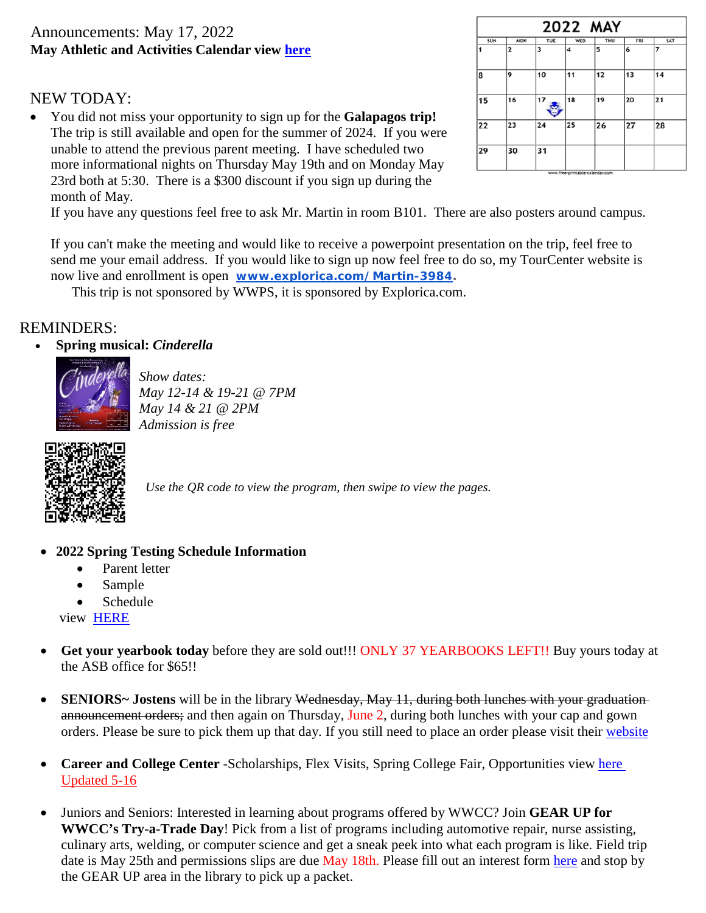Announcements: May 17, 2022

**May Athletic and Activities Calendar view here**

| 2022 MAY | | | | | | |
|---|---|---|---|---|---|---|
| SUN | MON | TUE | WED | THU | FRI | SAT |
| 1 | 2 | 3 | 4 | 5 | 6 | 7 |
| 8 | 9 | 10 | 11 | 12 | 13 | 14 |
| 15 | 16 | 17 | 18 | 19 | 20 | 21 |
| 22 | 23 | 24 | 25 | 26 | 27 | 28 |
| 29 | 30 | 31 | | | | |

www.free-printable-calendar.com

NEW TODAY:

- You did not miss your opportunity to sign up for the **Galapagos trip!** The trip is still available and open for the summer of 2024. If you were unable to attend the previous parent meeting. I have scheduled two more informational nights on Thursday May 19th and on Monday May 23rd both at 5:30. There is a $300 discount if you sign up during the month of May.
  If you have any questions feel free to ask Mr. Martin in room B101. There are also posters around campus.

  If you can't make the meeting and would like to receive a powerpoint presentation on the trip, feel free to send me your email address. If you would like to sign up now feel free to do so, my TourCenter website is now live and enrollment is open **www.explorica.com/ Martin-3984**.
  This trip is not sponsored by WWPS, it is sponsored by Explorica.com.

REMINDERS:

- **Spring musical: *Cinderella***

  *Show dates:*
  *May 12-14 & 19-21 @ 7PM*
  *May 14 & 21 @ 2PM*
  *Admission is free*

  *Use the QR code to view the program, then swipe to view the pages.*

- **2022 Spring Testing Schedule Information**
  - Parent letter
  - Sample
  - Schedule

  view HERE

- **Get your yearbook today** before they are sold out!!! ONLY 37 YEARBOOKS LEFT!! Buy yours today at the ASB office for $65!!

- **SENIORS~ Jostens** will be in the library ~~Wednesday, May 11, during both lunches with your graduation announcement orders;~~ and then again on Thursday, June 2, during both lunches with your cap and gown orders. Please be sure to pick them up that day. If you still need to place an order please visit their website

- **Career and College Center** -Scholarships, Flex Visits, Spring College Fair, Opportunities view here Updated 5-16

- Juniors and Seniors: Interested in learning about programs offered by WWCC? Join **GEAR UP for WWCC's Try-a-Trade Day**! Pick from a list of programs including automotive repair, nurse assisting, culinary arts, welding, or computer science and get a sneak peek into what each program is like. Field trip date is May 25th and permissions slips are due May 18th. Please fill out an interest form here and stop by the GEAR UP area in the library to pick up a packet.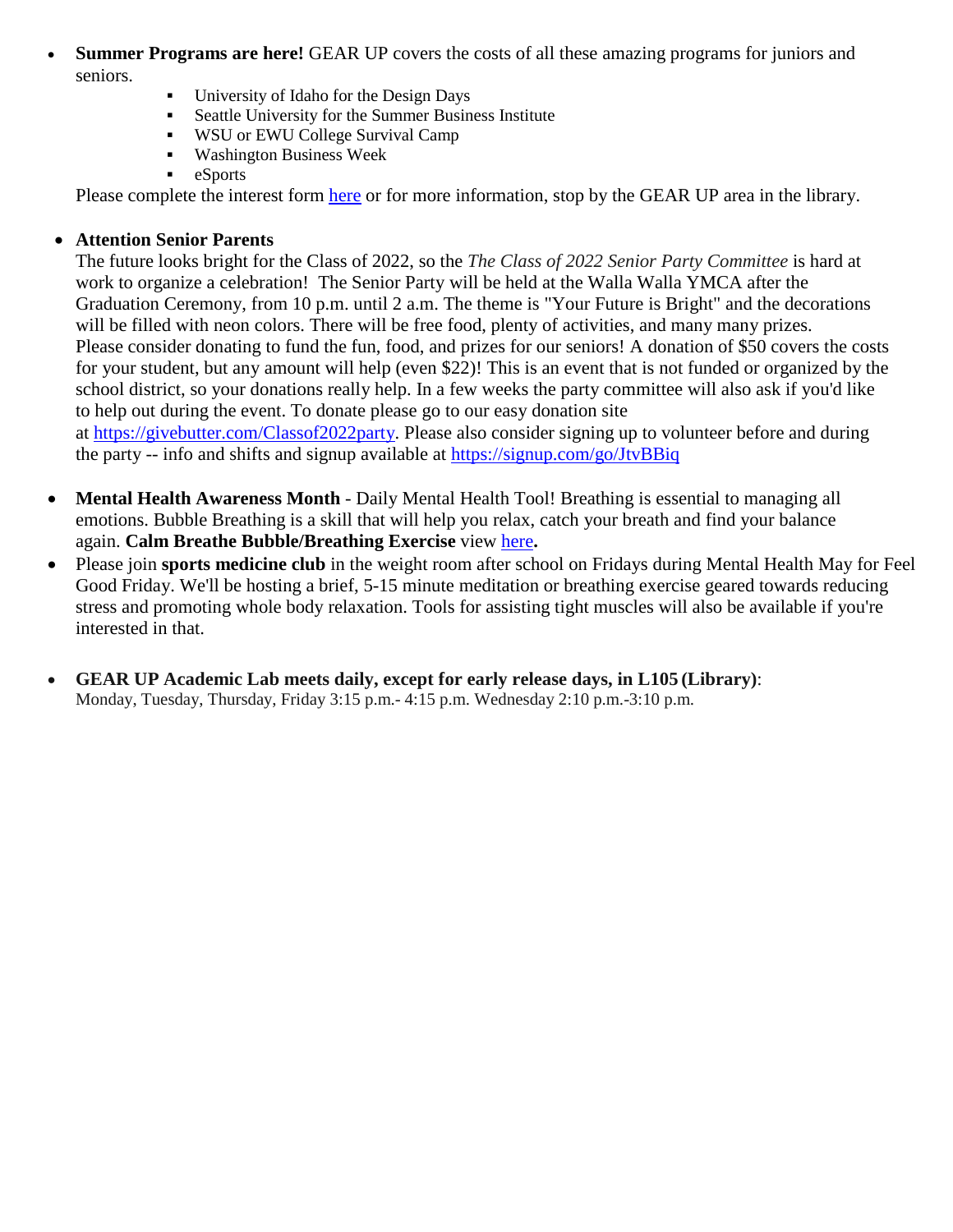- **Summer Programs are here!** GEAR UP covers the costs of all these amazing programs for juniors and seniors.
  - University of Idaho for the Design Days
  - Seattle University for the Summer Business Institute
  - WSU or EWU College Survival Camp
  - Washington Business Week
  - eSports

  Please complete the interest form here or for more information, stop by the GEAR UP area in the library.

- **Attention Senior Parents**
  The future looks bright for the Class of 2022, so the *The Class of 2022 Senior Party Committee* is hard at work to organize a celebration! The Senior Party will be held at the Walla Walla YMCA after the Graduation Ceremony, from 10 p.m. until 2 a.m. The theme is "Your Future is Bright" and the decorations will be filled with neon colors. There will be free food, plenty of activities, and many many prizes. Please consider donating to fund the fun, food, and prizes for our seniors! A donation of $50 covers the costs for your student, but any amount will help (even $22)! This is an event that is not funded or organized by the school district, so your donations really help. In a few weeks the party committee will also ask if you'd like to help out during the event. To donate please go to our easy donation site at https://givebutter.com/Classof2022party. Please also consider signing up to volunteer before and during the party -- info and shifts and signup available at https://signup.com/go/JtvBBiq

- **Mental Health Awareness Month** - Daily Mental Health Tool! Breathing is essential to managing all emotions. Bubble Breathing is a skill that will help you relax, catch your breath and find your balance again. **Calm Breathe Bubble/Breathing Exercise** view here**.**
- Please join **sports medicine club** in the weight room after school on Fridays during Mental Health May for Feel Good Friday. We'll be hosting a brief, 5-15 minute meditation or breathing exercise geared towards reducing stress and promoting whole body relaxation. Tools for assisting tight muscles will also be available if you're interested in that.

- **GEAR UP Academic Lab meets daily, except for early release days, in L105 (Library)**:
  Monday, Tuesday, Thursday, Friday 3:15 p.m.- 4:15 p.m. Wednesday 2:10 p.m.-3:10 p.m.